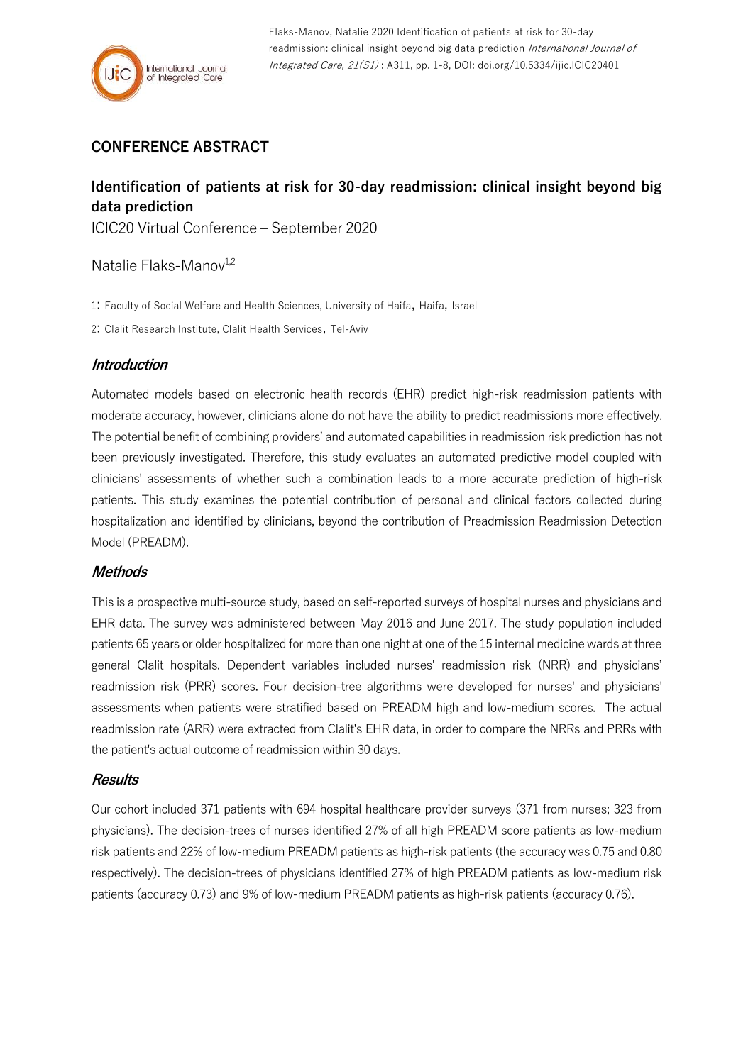## CONFERENCE ABSTRACT

# Identification of patients at risk for 30-day readmission: clinical insight beyond big data prediction

ICIC20 Virtual Conference – September 2020

Natalie Flaks-Manov[1,2]

1: Faculty of Social Welfare and Health Sciences, University of Haifa, Haifa, Israel

2: Clalit Research Institute, Clalit Health Services, Tel-Aviv

### *Introduction*

Automated models based on electronic health records (EHR) predict high-risk readmission patients with moderate accuracy, however, clinicians alone do not have the ability to predict readmissions more effectively. The potential benefit of combining providers' and automated capabilities in readmission risk prediction has not been previously investigated. Therefore, this study evaluates an automated predictive model coupled with clinicians' assessments of whether such a combination leads to a more accurate prediction of high-risk patients. This study examines the potential contribution of personal and clinical factors collected during hospitalization and identified by clinicians, beyond the contribution of Preadmission Readmission Detection Model (PREADM).

### *Methods*

This is a prospective multi-source study, based on self-reported surveys of hospital nurses and physicians and EHR data. The survey was administered between May 2016 and June 2017. The study population included patients 65 years or older hospitalized for more than one night at one of the 15 internal medicine wards at three general Clalit hospitals. Dependent variables included nurses' readmission risk (NRR) and physicians' readmission risk (PRR) scores. Four decision-tree algorithms were developed for nurses' and physicians' assessments when patients were stratified based on PREADM high and low-medium scores. The actual readmission rate (ARR) were extracted from Clalit's EHR data, in order to compare the NRRs and PRRs with the patient's actual outcome of readmission within 30 days.

### *Results*

Our cohort included 371 patients with 694 hospital healthcare provider surveys (371 from nurses; 323 from physicians). The decision-trees of nurses identified 27% of all high PREADM score patients as low-medium risk patients and 22% of low-medium PREADM patients as high-risk patients (the accuracy was 0.75 and 0.80 respectively). The decision-trees of physicians identified 27% of high PREADM patients as low-medium risk patients (accuracy 0.73) and 9% of low-medium PREADM patients as high-risk patients (accuracy 0.76).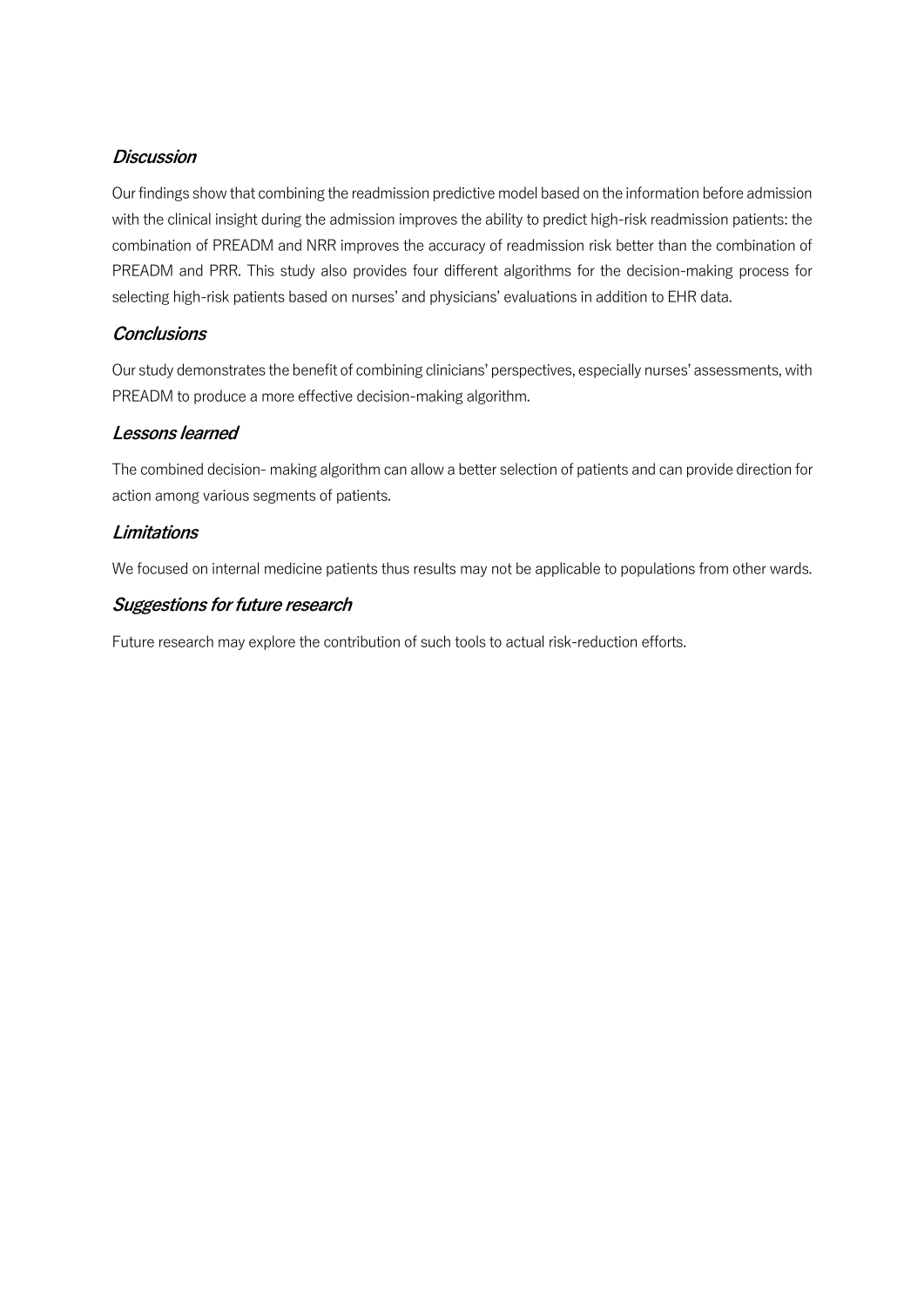### *Discussion*

Our findings show that combining the readmission predictive model based on the information before admission with the clinical insight during the admission improves the ability to predict high-risk readmission patients: the combination of PREADM and NRR improves the accuracy of readmission risk better than the combination of PREADM and PRR. This study also provides four different algorithms for the decision-making process for selecting high-risk patients based on nurses' and physicians' evaluations in addition to EHR data.

### *Conclusions*

Our study demonstrates the benefit of combining clinicians' perspectives, especially nurses' assessments, with PREADM to produce a more effective decision-making algorithm.

### *Lessons learned*

The combined decision- making algorithm can allow a better selection of patients and can provide direction for action among various segments of patients.

### *Limitations*

We focused on internal medicine patients thus results may not be applicable to populations from other wards.

### *Suggestions for future research*

Future research may explore the contribution of such tools to actual risk-reduction efforts.